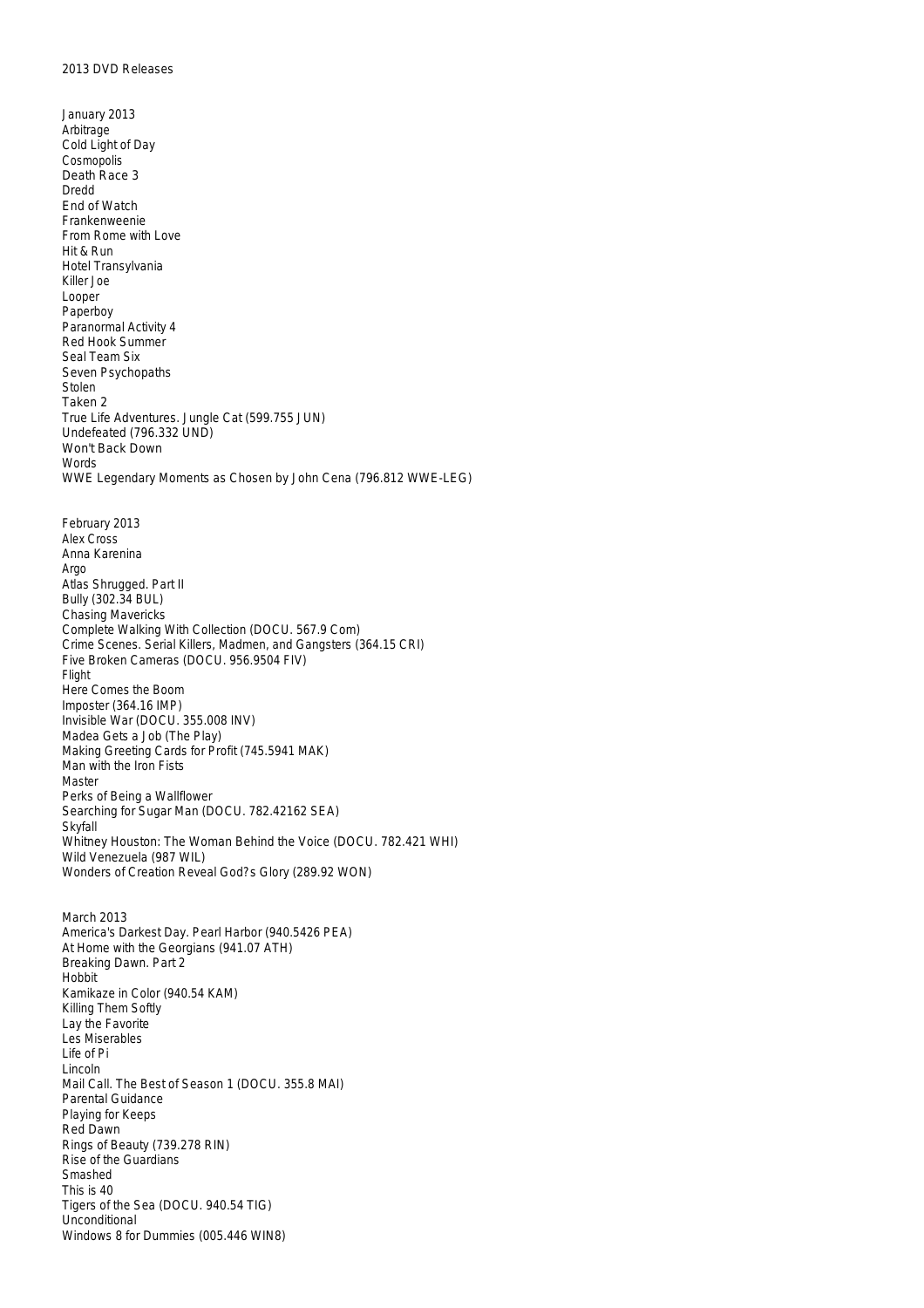# 2013 DVD Releases

## January 2013

Arbitrage
Cold Light of Day
Cosmopolis
Death Race 3
Dredd
End of Watch
Frankenweenie
From Rome with Love
Hit & Run
Hotel Transylvania
Killer Joe
Looper
Paperboy
Paranormal Activity 4
Red Hook Summer
Seal Team Six
Seven Psychopaths
Stolen
Taken 2
True Life Adventures. Jungle Cat (599.755 JUN)
Undefeated (796.332 UND)
Won't Back Down
Words
WWE Legendary Moments as Chosen by John Cena (796.812 WWE-LEG)

## February 2013

Alex Cross
Anna Karenina
Argo
Atlas Shrugged. Part II
Bully (302.34 BUL)
Chasing Mavericks
Complete Walking With Collection (DOCU. 567.9 Com)
Crime Scenes. Serial Killers, Madmen, and Gangsters (364.15 CRI)
Five Broken Cameras (DOCU. 956.9504 FIV)
Flight
Here Comes the Boom
Imposter (364.16 IMP)
Invisible War (DOCU. 355.008 INV)
Madea Gets a Job (The Play)
Making Greeting Cards for Profit (745.5941 MAK)
Man with the Iron Fists
Master
Perks of Being a Wallflower
Searching for Sugar Man (DOCU. 782.42162 SEA)
Skyfall
Whitney Houston: The Woman Behind the Voice (DOCU. 782.421 WHI)
Wild Venezuela (987 WIL)
Wonders of Creation Reveal God?s Glory (289.92 WON)

## March 2013

America's Darkest Day. Pearl Harbor (940.5426 PEA)
At Home with the Georgians (941.07 ATH)
Breaking Dawn. Part 2
Hobbit
Kamikaze in Color (940.54 KAM)
Killing Them Softly
Lay the Favorite
Les Miserables
Life of Pi
Lincoln
Mail Call. The Best of Season 1 (DOCU. 355.8 MAI)
Parental Guidance
Playing for Keeps
Red Dawn
Rings of Beauty (739.278 RIN)
Rise of the Guardians
Smashed
This is 40
Tigers of the Sea (DOCU. 940.54 TIG)
Unconditional
Windows 8 for Dummies (005.446 WIN8)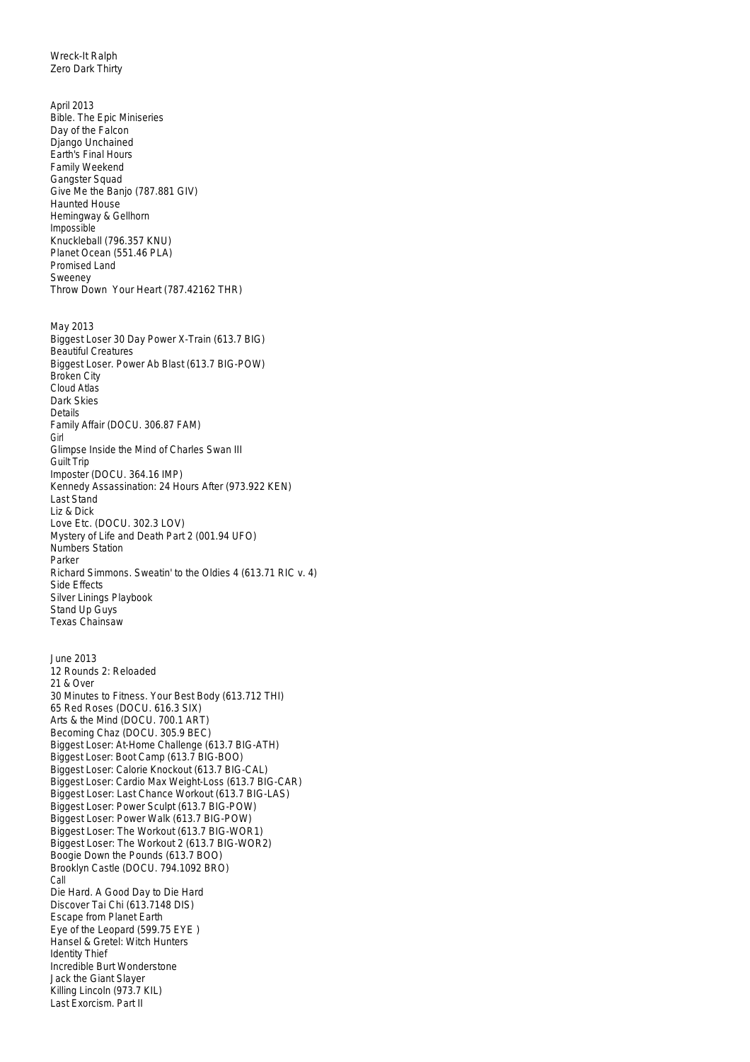Wreck-It Ralph
Zero Dark Thirty

April 2013
Bible. The Epic Miniseries
Day of the Falcon
Django Unchained
Earth's Final Hours
Family Weekend
Gangster Squad
Give Me the Banjo (787.881 GIV)
Haunted House
Hemingway & Gellhorn
Impossible
Knuckleball (796.357 KNU)
Planet Ocean (551.46 PLA)
Promised Land
Sweeney
Throw Down Your Heart (787.42162 THR)

May 2013
Biggest Loser 30 Day Power X-Train (613.7 BIG)
Beautiful Creatures
Biggest Loser. Power Ab Blast (613.7 BIG-POW)
Broken City
Cloud Atlas
Dark Skies
Details
Family Affair (DOCU. 306.87 FAM)
Girl
Glimpse Inside the Mind of Charles Swan III
Guilt Trip
Imposter (DOCU. 364.16 IMP)
Kennedy Assassination: 24 Hours After (973.922 KEN)
Last Stand
Liz & Dick
Love Etc. (DOCU. 302.3 LOV)
Mystery of Life and Death Part 2 (001.94 UFO)
Numbers Station
Parker
Richard Simmons. Sweatin' to the Oldies 4 (613.71 RIC v. 4)
Side Effects
Silver Linings Playbook
Stand Up Guys
Texas Chainsaw

June 2013
12 Rounds 2: Reloaded
21 & Over
30 Minutes to Fitness. Your Best Body (613.712 THI)
65 Red Roses (DOCU. 616.3 SIX)
Arts & the Mind (DOCU. 700.1 ART)
Becoming Chaz (DOCU. 305.9 BEC)
Biggest Loser: At-Home Challenge (613.7 BIG-ATH)
Biggest Loser: Boot Camp (613.7 BIG-BOO)
Biggest Loser: Calorie Knockout (613.7 BIG-CAL)
Biggest Loser: Cardio Max Weight-Loss (613.7 BIG-CAR)
Biggest Loser: Last Chance Workout (613.7 BIG-LAS)
Biggest Loser: Power Sculpt (613.7 BIG-POW)
Biggest Loser: Power Walk (613.7 BIG-POW)
Biggest Loser: The Workout (613.7 BIG-WOR1)
Biggest Loser: The Workout 2 (613.7 BIG-WOR2)
Boogie Down the Pounds (613.7 BOO)
Brooklyn Castle (DOCU. 794.1092 BRO)
Call
Die Hard. A Good Day to Die Hard
Discover Tai Chi (613.7148 DIS)
Escape from Planet Earth
Eye of the Leopard (599.75 EYE )
Hansel & Gretel: Witch Hunters
Identity Thief
Incredible Burt Wonderstone
Jack the Giant Slayer
Killing Lincoln (973.7 KIL)
Last Exorcism. Part II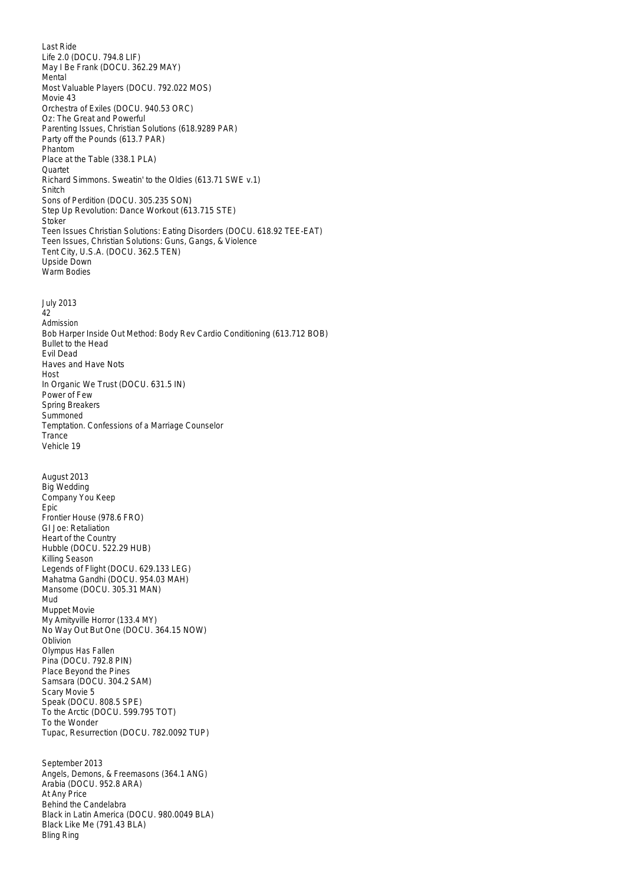Last Ride
Life 2.0 (DOCU. 794.8 LIF)
May I Be Frank (DOCU. 362.29 MAY)
Mental
Most Valuable Players (DOCU. 792.022 MOS)
Movie 43
Orchestra of Exiles (DOCU. 940.53 ORC)
Oz: The Great and Powerful
Parenting Issues, Christian Solutions (618.9289 PAR)
Party off the Pounds (613.7 PAR)
Phantom
Place at the Table (338.1 PLA)
Quartet
Richard Simmons. Sweatin' to the Oldies (613.71 SWE v.1)
Snitch
Sons of Perdition (DOCU. 305.235 SON)
Step Up Revolution: Dance Workout (613.715 STE)
Stoker
Teen Issues Christian Solutions: Eating Disorders (DOCU. 618.92 TEE-EAT)
Teen Issues, Christian Solutions: Guns, Gangs, & Violence
Tent City, U.S.A. (DOCU. 362.5 TEN)
Upside Down
Warm Bodies

July 2013
42
Admission
Bob Harper Inside Out Method: Body Rev Cardio Conditioning (613.712 BOB)
Bullet to the Head
Evil Dead
Haves and Have Nots
Host
In Organic We Trust (DOCU. 631.5 IN)
Power of Few
Spring Breakers
Summoned
Temptation. Confessions of a Marriage Counselor
Trance
Vehicle 19

August 2013
Big Wedding
Company You Keep
Epic
Frontier House (978.6 FRO)
GI Joe: Retaliation
Heart of the Country
Hubble (DOCU. 522.29 HUB)
Killing Season
Legends of Flight (DOCU. 629.133 LEG)
Mahatma Gandhi (DOCU. 954.03 MAH)
Mansome (DOCU. 305.31 MAN)
Mud
Muppet Movie
My Amityville Horror (133.4 MY)
No Way Out But One (DOCU. 364.15 NOW)
Oblivion
Olympus Has Fallen
Pina (DOCU. 792.8 PIN)
Place Beyond the Pines
Samsara (DOCU. 304.2 SAM)
Scary Movie 5
Speak (DOCU. 808.5 SPE)
To the Arctic (DOCU. 599.795 TOT)
To the Wonder
Tupac, Resurrection (DOCU. 782.0092 TUP)

September 2013
Angels, Demons, & Freemasons (364.1 ANG)
Arabia (DOCU. 952.8 ARA)
At Any Price
Behind the Candelabra
Black in Latin America (DOCU. 980.0049 BLA)
Black Like Me (791.43 BLA)
Bling Ring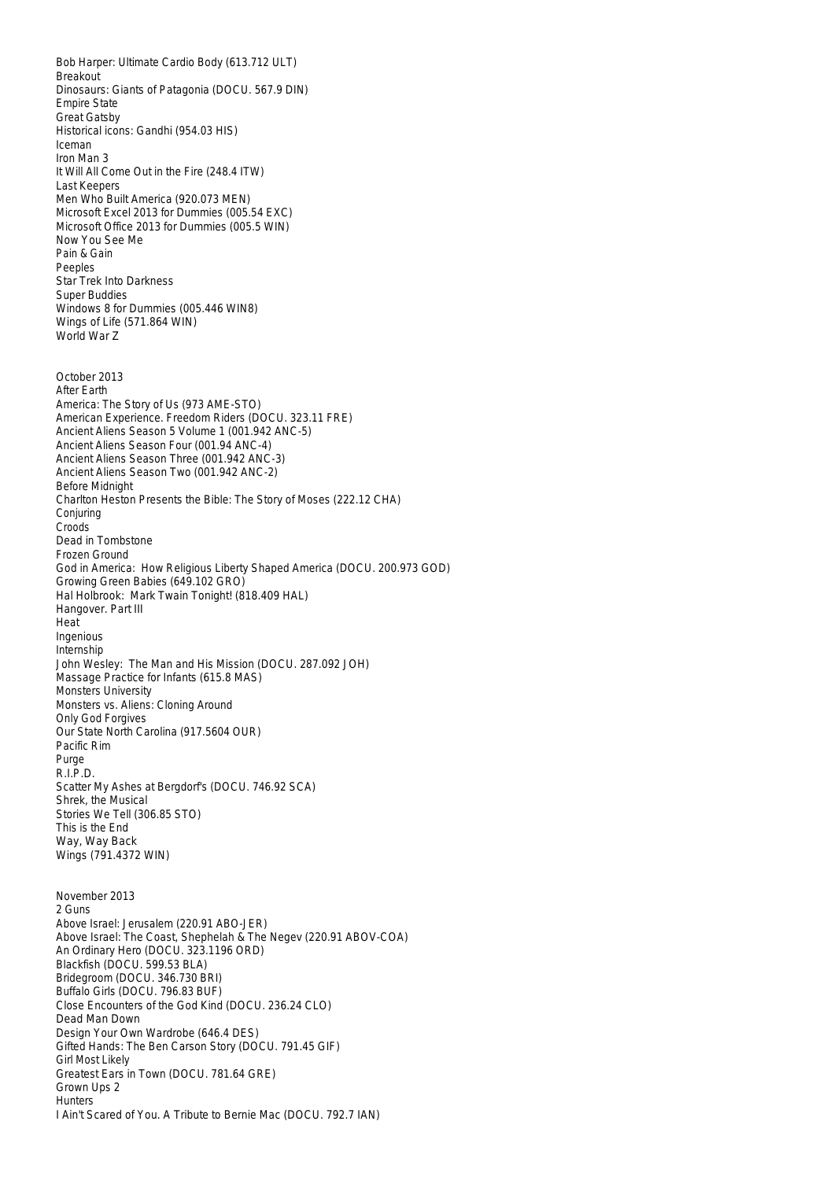Bob Harper: Ultimate Cardio Body (613.712 ULT)
Breakout
Dinosaurs: Giants of Patagonia (DOCU. 567.9 DIN)
Empire State
Great Gatsby
Historical icons: Gandhi (954.03 HIS)
Iceman
Iron Man 3
It Will All Come Out in the Fire (248.4 ITW)
Last Keepers
Men Who Built America (920.073 MEN)
Microsoft Excel 2013 for Dummies (005.54 EXC)
Microsoft Office 2013 for Dummies (005.5 WIN)
Now You See Me
Pain & Gain
Peeples
Star Trek Into Darkness
Super Buddies
Windows 8 for Dummies (005.446 WIN8)
Wings of Life (571.864 WIN)
World War Z

October 2013
After Earth
America: The Story of Us (973 AME-STO)
American Experience. Freedom Riders (DOCU. 323.11 FRE)
Ancient Aliens Season 5 Volume 1 (001.942 ANC-5)
Ancient Aliens Season Four (001.94 ANC-4)
Ancient Aliens Season Three (001.942 ANC-3)
Ancient Aliens Season Two (001.942 ANC-2)
Before Midnight
Charlton Heston Presents the Bible: The Story of Moses (222.12 CHA)
Conjuring
Croods
Dead in Tombstone
Frozen Ground
God in America: How Religious Liberty Shaped America (DOCU. 200.973 GOD)
Growing Green Babies (649.102 GRO)
Hal Holbrook: Mark Twain Tonight! (818.409 HAL)
Hangover. Part III
Heat
Ingenious
Internship
John Wesley: The Man and His Mission (DOCU. 287.092 JOH)
Massage Practice for Infants (615.8 MAS)
Monsters University
Monsters vs. Aliens: Cloning Around
Only God Forgives
Our State North Carolina (917.5604 OUR)
Pacific Rim
Purge
R.I.P.D.
Scatter My Ashes at Bergdorf's (DOCU. 746.92 SCA)
Shrek, the Musical
Stories We Tell (306.85 STO)
This is the End
Way, Way Back
Wings (791.4372 WIN)

November 2013
2 Guns
Above Israel: Jerusalem (220.91 ABO-JER)
Above Israel: The Coast, Shephelah & The Negev (220.91 ABOV-COA)
An Ordinary Hero (DOCU. 323.1196 ORD)
Blackfish (DOCU. 599.53 BLA)
Bridegroom (DOCU. 346.730 BRI)
Buffalo Girls (DOCU. 796.83 BUF)
Close Encounters of the God Kind (DOCU. 236.24 CLO)
Dead Man Down
Design Your Own Wardrobe (646.4 DES)
Gifted Hands: The Ben Carson Story (DOCU. 791.45 GIF)
Girl Most Likely
Greatest Ears in Town (DOCU. 781.64 GRE)
Grown Ups 2
Hunters
I Ain't Scared of You. A Tribute to Bernie Mac (DOCU. 792.7 IAN)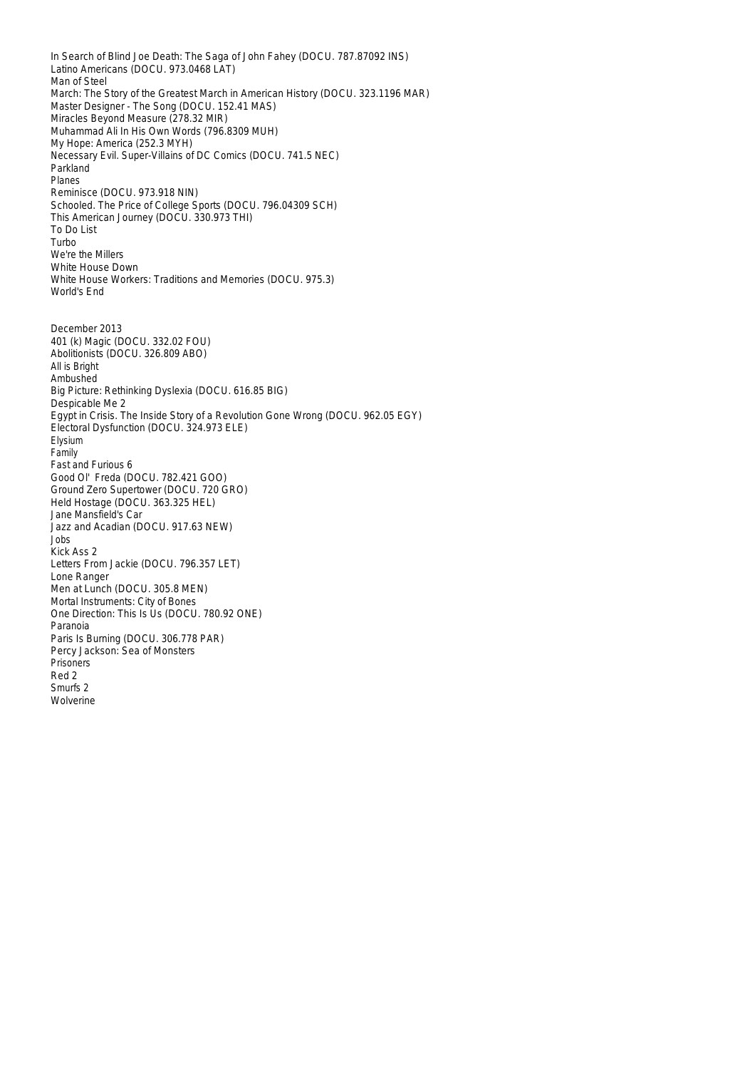In Search of Blind Joe Death: The Saga of John Fahey (DOCU. 787.87092 INS)
Latino Americans (DOCU. 973.0468 LAT)
Man of Steel
March: The Story of the Greatest March in American History (DOCU. 323.1196 MAR)
Master Designer - The Song (DOCU. 152.41 MAS)
Miracles Beyond Measure (278.32 MIR)
Muhammad Ali In His Own Words (796.8309 MUH)
My Hope: America (252.3 MYH)
Necessary Evil. Super-Villains of DC Comics (DOCU. 741.5 NEC)
Parkland
Planes
Reminisce (DOCU. 973.918 NIN)
Schooled. The Price of College Sports (DOCU. 796.04309 SCH)
This American Journey (DOCU. 330.973 THI)
To Do List
Turbo
We're the Millers
White House Down
White House Workers: Traditions and Memories (DOCU. 975.3)
World's End

December 2013
401 (k) Magic (DOCU. 332.02 FOU)
Abolitionists (DOCU. 326.809 ABO)
All is Bright
Ambushed
Big Picture: Rethinking Dyslexia (DOCU. 616.85 BIG)
Despicable Me 2
Egypt in Crisis. The Inside Story of a Revolution Gone Wrong (DOCU. 962.05 EGY)
Electoral Dysfunction (DOCU. 324.973 ELE)
Elysium
Family
Fast and Furious 6
Good Ol' Freda (DOCU. 782.421 GOO)
Ground Zero Supertower (DOCU. 720 GRO)
Held Hostage (DOCU. 363.325 HEL)
Jane Mansfield's Car
Jazz and Acadian (DOCU. 917.63 NEW)
Jobs
Kick Ass 2
Letters From Jackie (DOCU. 796.357 LET)
Lone Ranger
Men at Lunch (DOCU. 305.8 MEN)
Mortal Instruments: City of Bones
One Direction: This Is Us (DOCU. 780.92 ONE)
Paranoia
Paris Is Burning (DOCU. 306.778 PAR)
Percy Jackson: Sea of Monsters
Prisoners
Red 2
Smurfs 2
Wolverine